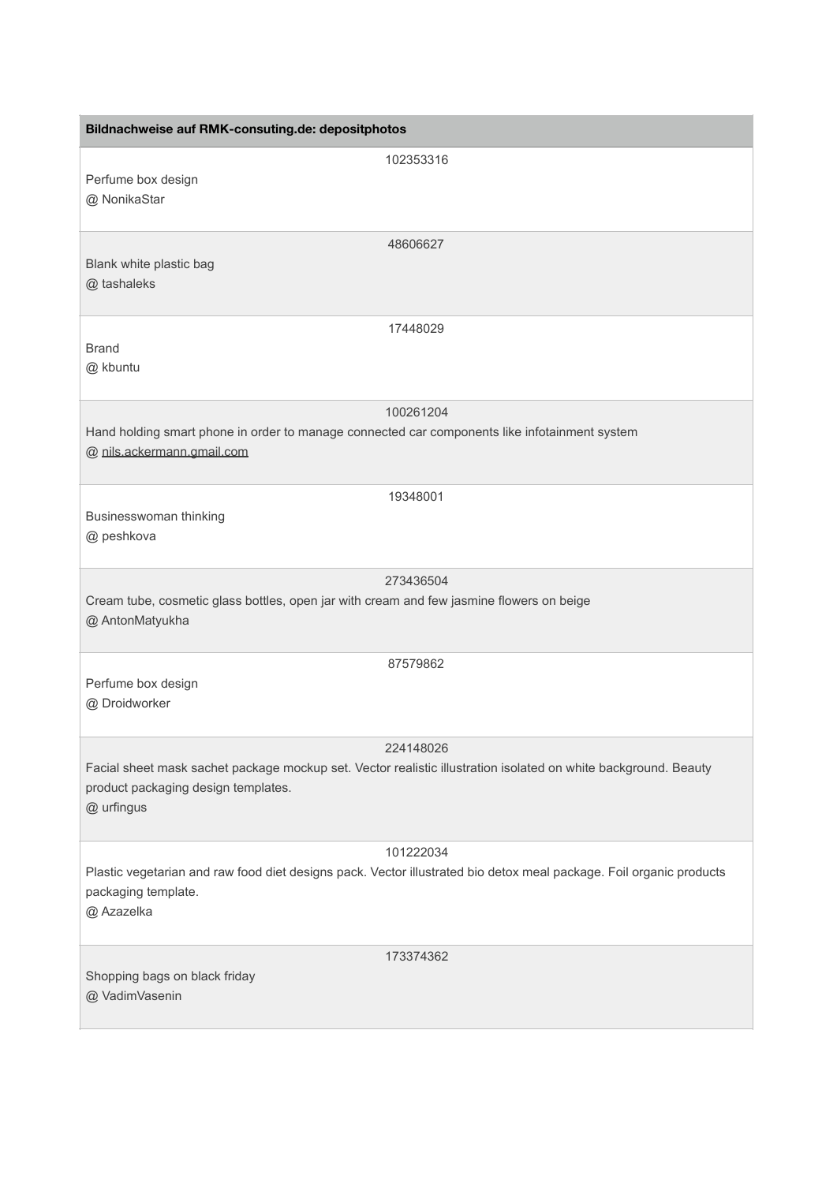| Bildnachweise auf RMK-consuting.de: depositphotos |
|---|
| 102353316<br>Perfume box design<br>@ NonikaStar |
| 48606627<br>Blank white plastic bag<br>@ tashaleks |
| 17448029<br>Brand<br>@ kbuntu |
| 100261204<br>Hand holding smart phone in order to manage connected car components like infotainment system<br>@ nils.ackermann.gmail.com |
| 19348001<br>Businesswoman thinking<br>@ peshkova |
| 273436504<br>Cream tube, cosmetic glass bottles, open jar with cream and few jasmine flowers on beige<br>@ AntonMatyukha |
| 87579862<br>Perfume box design<br>@ Droidworker |
| 224148026<br>Facial sheet mask sachet package mockup set. Vector realistic illustration isolated on white background. Beauty product packaging design templates.<br>@ urfingus |
| 101222034<br>Plastic vegetarian and raw food diet designs pack. Vector illustrated bio detox meal package. Foil organic products packaging template.<br>@ Azazelka |
| 173374362<br>Shopping bags on black friday<br>@ VadimVasenin |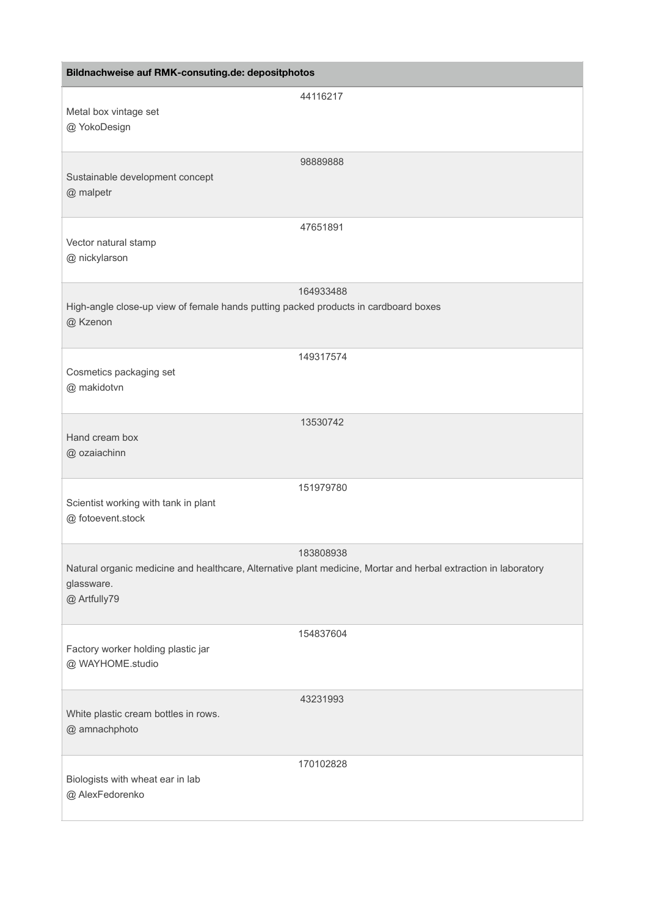| Bildnachweise auf RMK-consuting.de: depositphotos |
|---|
| 44116217<br>Metal box vintage set<br>@ YokoDesign |
| 98889888<br>Sustainable development concept<br>@ malpetr |
| 47651891<br>Vector natural stamp<br>@ nickylarson |
| 164933488<br>High-angle close-up view of female hands putting packed products in cardboard boxes<br>@ Kzenon |
| 149317574<br>Cosmetics packaging set<br>@ makidotvn |
| 13530742<br>Hand cream box<br>@ ozaiachinn |
| 151979780<br>Scientist working with tank in plant<br>@ fotoevent.stock |
| 183808938<br>Natural organic medicine and healthcare, Alternative plant medicine, Mortar and herbal extraction in laboratory glassware.<br>@ Artfully79 |
| 154837604<br>Factory worker holding plastic jar<br>@ WAYHOME.studio |
| 43231993<br>White plastic cream bottles in rows.<br>@ amnachphoto |
| 170102828<br>Biologists with wheat ear in lab<br>@ AlexFedorenko |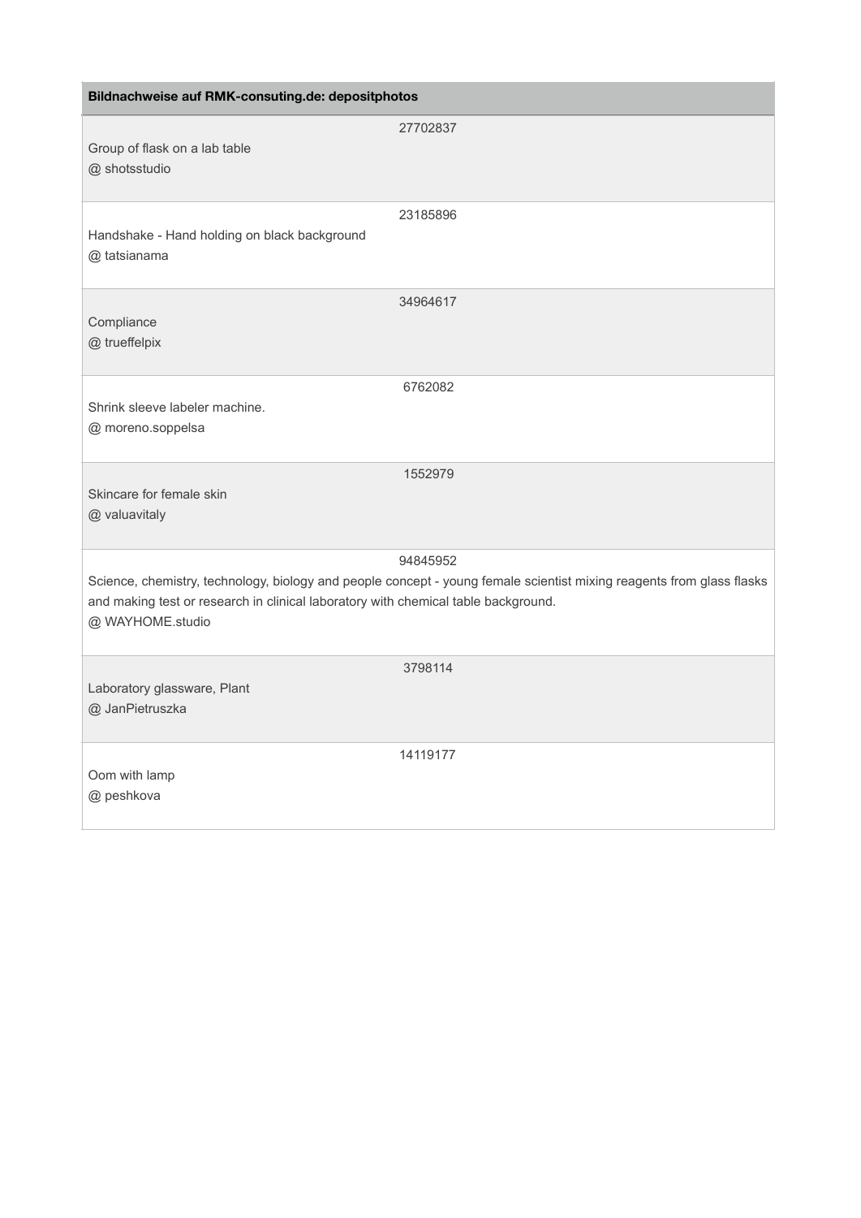| Bildnachweise auf RMK-consuting.de: depositphotos |
| --- |
| 27702837<br>Group of flask on a lab table<br>@ shotsstudio |
| 23185896<br>Handshake - Hand holding on black background<br>@ tatsianama |
| 34964617<br>Compliance<br>@ trueffelpix |
| 6762082<br>Shrink sleeve labeler machine.<br>@ moreno.soppelsa |
| 1552979<br>Skincare for female skin<br>@ valuavitaly |
| 94845952<br>Science, chemistry, technology, biology and people concept - young female scientist mixing reagents from glass flasks and making test or research in clinical laboratory with chemical table background.<br>@ WAYHOME.studio |
| 3798114<br>Laboratory glassware, Plant<br>@ JanPietruszka |
| 14119177<br>Oom with lamp<br>@ peshkova |